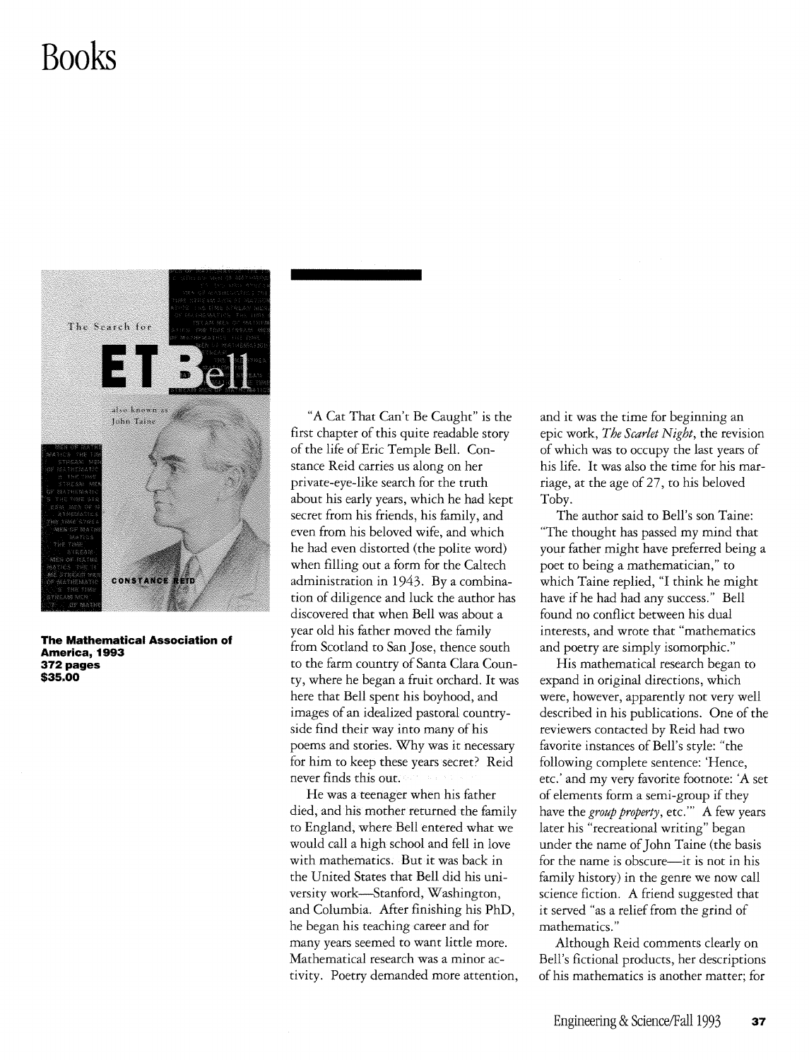# Books

**The Mathematical Association of America, 1993**
**372 pages**
**$35.00**

"A Cat That Can't Be Caught" is the first chapter of this quite readable story of the life of Eric Temple Bell. Constance Reid carries us along on her private-eye-like search for the truth about his early years, which he had kept secret from his friends, his family, and even from his beloved wife, and which he had even distorted (the polite word) when filling out a form for the Caltech administration in 1943. By a combination of diligence and luck the author has discovered that when Bell was about a year old his father moved the family from Scotland to San Jose, thence south to the farm country of Santa Clara County, where he began a fruit orchard. It was here that Bell spent his boyhood, and images of an idealized pastoral countryside find their way into many of his poems and stories. Why was it necessary for him to keep these years secret? Reid never finds this out.

He was a teenager when his father died, and his mother returned the family to England, where Bell entered what we would call a high school and fell in love with mathematics. But it was back in the United States that Bell did his university work—Stanford, Washington, and Columbia. After finishing his PhD, he began his teaching career and for many years seemed to want little more. Mathematical research was a minor activity. Poetry demanded more attention, and it was the time for beginning an epic work, *The Scarlet Night*, the revision of which was to occupy the last years of his life. It was also the time for his marriage, at the age of 27, to his beloved Toby.

The author said to Bell's son Taine: "The thought has passed my mind that your father might have preferred being a poet to being a mathematician," to which Taine replied, "I think he might have if he had had any success." Bell found no conflict between his dual interests, and wrote that "mathematics and poetry are simply isomorphic."

His mathematical research began to expand in original directions, which were, however, apparently not very well described in his publications. One of the reviewers contacted by Reid had two favorite instances of Bell's style: "the following complete sentence: 'Hence, etc.' and my very favorite footnote: 'A set of elements form a semi-group if they have the *group property*, etc.'" A few years later his "recreational writing" began under the name of John Taine (the basis for the name is obscure—it is not in his family history) in the genre we now call science fiction. A friend suggested that it served "as a relief from the grind of mathematics."

Although Reid comments clearly on Bell's fictional products, her descriptions of his mathematics is another matter; for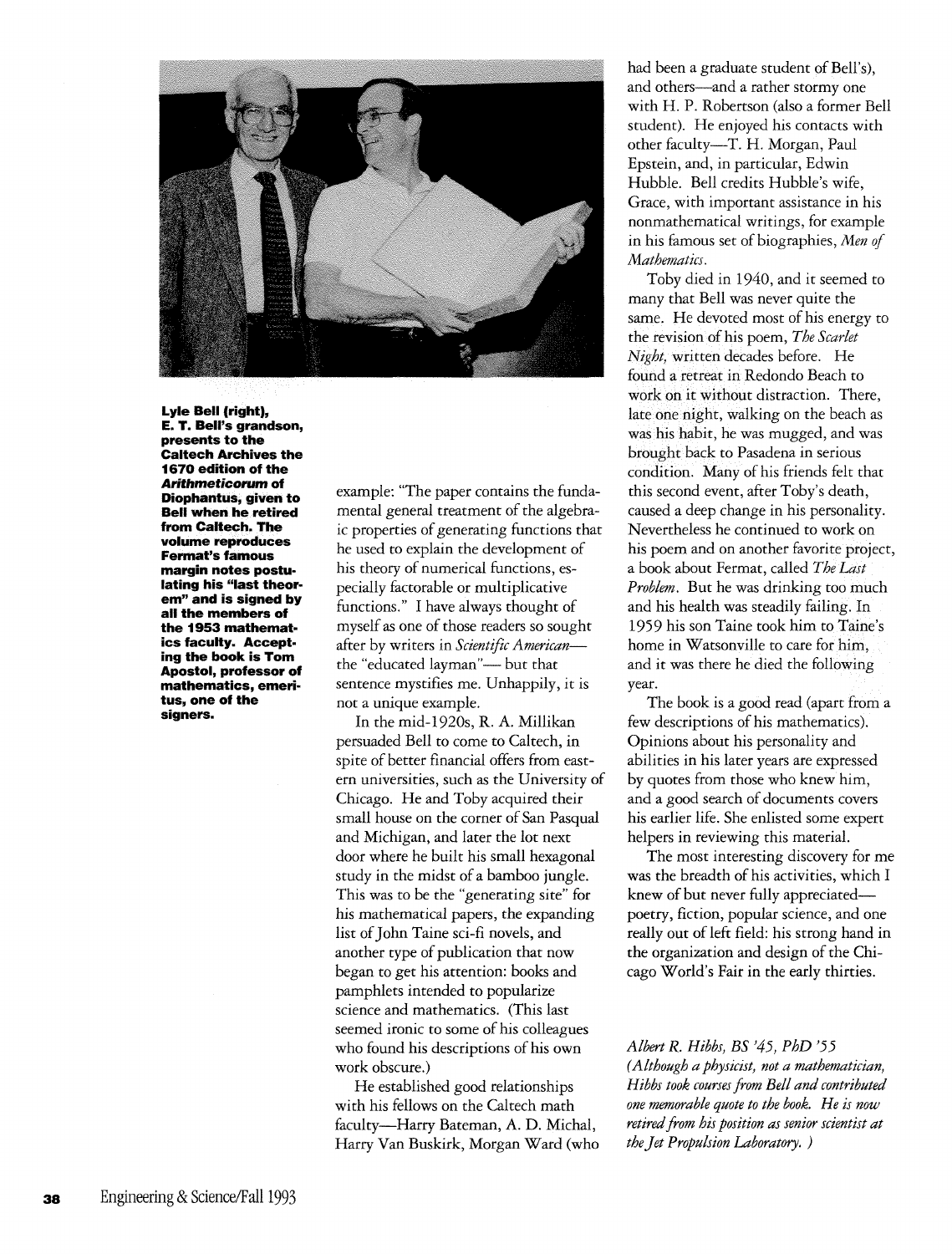**Lyle Bell (right), E. T. Bell's grandson, presents to the Caltech Archives the 1670 edition of the *Arithmeticorum* of Diophantus, given to Bell when he retired from Caltech. The volume reproduces Fermat's famous margin notes postulating his "last theorem" and is signed by all the members of the 1953 mathematics faculty. Accepting the book is Tom Apostol, professor of mathematics, emeritus, one of the signers.**

example: "The paper contains the fundamental general treatment of the algebraic properties of generating functions that he used to explain the development of his theory of numerical functions, especially factorable or multiplicative functions." I have always thought of myself as one of those readers so sought after by writers in *Scientific American*—the "educated layman"—but that sentence mystifies me. Unhappily, it is not a unique example.

In the mid-1920s, R. A. Millikan persuaded Bell to come to Caltech, in spite of better financial offers from eastern universities, such as the University of Chicago. He and Toby acquired their small house on the corner of San Pasqual and Michigan, and later the lot next door where he built his small hexagonal study in the midst of a bamboo jungle. This was to be the "generating site" for his mathematical papers, the expanding list of John Taine sci-fi novels, and another type of publication that now began to get his attention: books and pamphlets intended to popularize science and mathematics. (This last seemed ironic to some of his colleagues who found his descriptions of his own work obscure.)

He established good relationships with his fellows on the Caltech math faculty—Harry Bateman, A. D. Michal, Harry Van Buskirk, Morgan Ward (who had been a graduate student of Bell's), and others—and a rather stormy one with H. P. Robertson (also a former Bell student). He enjoyed his contacts with other faculty—T. H. Morgan, Paul Epstein, and, in particular, Edwin Hubble. Bell credits Hubble's wife, Grace, with important assistance in his nonmathematical writings, for example in his famous set of biographies, *Men of Mathematics*.

Toby died in 1940, and it seemed to many that Bell was never quite the same. He devoted most of his energy to the revision of his poem, *The Scarlet Night*, written decades before. He found a retreat in Redondo Beach to work on it without distraction. There, late one night, walking on the beach as was his habit, he was mugged, and was brought back to Pasadena in serious condition. Many of his friends felt that this second event, after Toby's death, caused a deep change in his personality. Nevertheless he continued to work on his poem and on another favorite project, a book about Fermat, called *The Last Problem*. But he was drinking too much and his health was steadily failing. In 1959 his son Taine took him to Taine's home in Watsonville to care for him, and it was there he died the following year.

The book is a good read (apart from a few descriptions of his mathematics). Opinions about his personality and abilities in his later years are expressed by quotes from those who knew him, and a good search of documents covers his earlier life. She enlisted some expert helpers in reviewing this material.

The most interesting discovery for me was the breadth of his activities, which I knew of but never fully appreciated—poetry, fiction, popular science, and one really out of left field: his strong hand in the organization and design of the Chicago World's Fair in the early thirties.

*Albert R. Hibbs, BS '45, PhD '55*
*(Although a physicist, not a mathematician, Hibbs took courses from Bell and contributed one memorable quote to the book. He is now retired from his position as senior scientist at the Jet Propulsion Laboratory. )*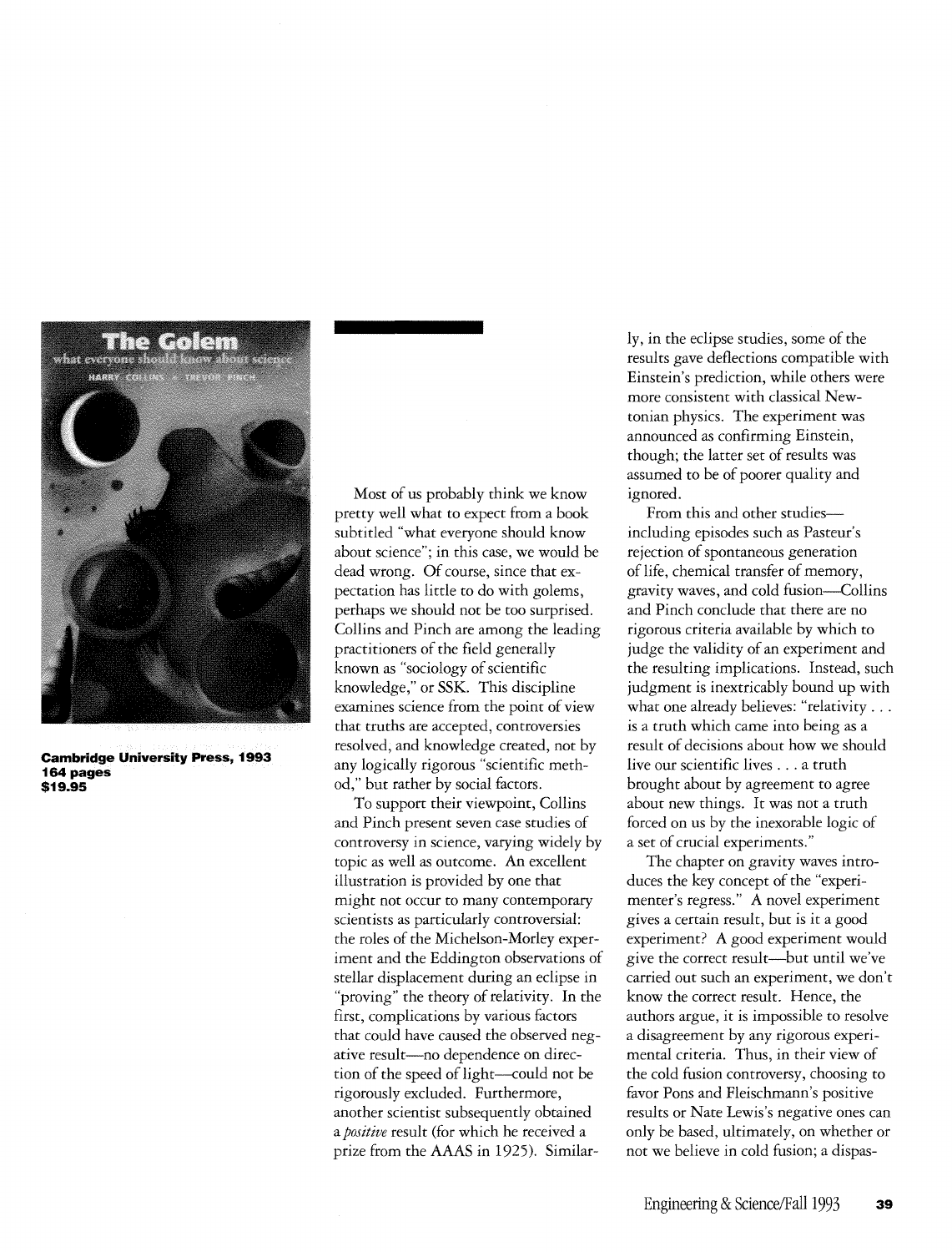**Cambridge University Press, 1993**
**164 pages**
**$19.95**

Most of us probably think we know pretty well what to expect from a book subtitled "what everyone should know about science"; in this case, we would be dead wrong. Of course, since that expectation has little to do with golems, perhaps we should not be too surprised. Collins and Pinch are among the leading practitioners of the field generally known as "sociology of scientific knowledge," or SSK. This discipline examines science from the point of view that truths are accepted, controversies resolved, and knowledge created, not by any logically rigorous "scientific method," but rather by social factors.

To support their viewpoint, Collins and Pinch present seven case studies of controversy in science, varying widely by topic as well as outcome. An excellent illustration is provided by one that might not occur to many contemporary scientists as particularly controversial: the roles of the Michelson-Morley experiment and the Eddington observations of stellar displacement during an eclipse in "proving" the theory of relativity. In the first, complications by various factors that could have caused the observed negative result—no dependence on direction of the speed of light—could not be rigorously excluded. Furthermore, another scientist subsequently obtained a *positive* result (for which he received a prize from the AAAS in 1925). Similarly, in the eclipse studies, some of the results gave deflections compatible with Einstein's prediction, while others were more consistent with classical Newtonian physics. The experiment was announced as confirming Einstein, though; the latter set of results was assumed to be of poorer quality and ignored.

From this and other studies—including episodes such as Pasteur's rejection of spontaneous generation of life, chemical transfer of memory, gravity waves, and cold fusion—Collins and Pinch conclude that there are no rigorous criteria available by which to judge the validity of an experiment and the resulting implications. Instead, such judgment is inextricably bound up with what one already believes: "relativity . . . is a truth which came into being as a result of decisions about how we should live our scientific lives . . . a truth brought about by agreement to agree about new things. It was not a truth forced on us by the inexorable logic of a set of crucial experiments."

The chapter on gravity waves introduces the key concept of the "experimenter's regress." A novel experiment gives a certain result, but is it a good experiment? A good experiment would give the correct result—but until we've carried out such an experiment, we don't know the correct result. Hence, the authors argue, it is impossible to resolve a disagreement by any rigorous experimental criteria. Thus, in their view of the cold fusion controversy, choosing to favor Pons and Fleischmann's positive results or Nate Lewis's negative ones can only be based, ultimately, on whether or not we believe in cold fusion; a dispas-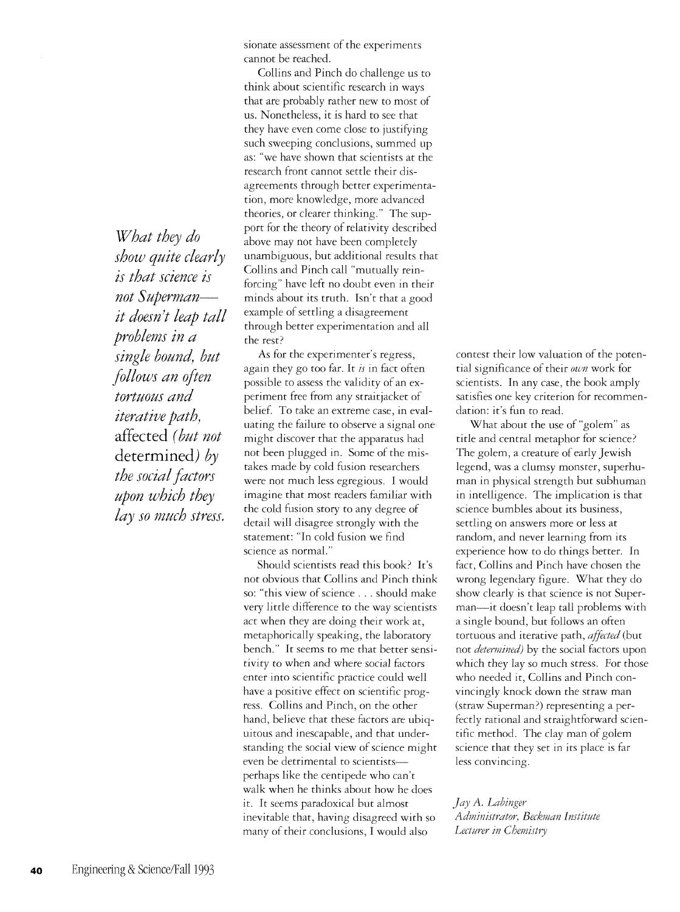*What they do show quite clearly is that science is not Superman—it doesn't leap tall problems in a single bound, but follows an often tortuous and iterative path,* affected *(but not* determined*) by the social factors upon which they lay so much stress.*

sionate assessment of the experiments cannot be reached.

Collins and Pinch do challenge us to think about scientific research in ways that are probably rather new to most of us. Nonetheless, it is hard to see that they have even come close to justifying such sweeping conclusions, summed up as: "we have shown that scientists at the research front cannot settle their disagreements through better experimentation, more knowledge, more advanced theories, or clearer thinking." The support for the theory of relativity described above may not have been completely unambiguous, but additional results that Collins and Pinch call "mutually reinforcing" have left no doubt even in their minds about its truth. Isn't that a good example of settling a disagreement through better experimentation and all the rest?

As for the experimenter's regress, again they go too far. It *is* in fact often possible to assess the validity of an experiment free from any straitjacket of belief. To take an extreme case, in evaluating the failure to observe a signal one might discover that the apparatus had not been plugged in. Some of the mistakes made by cold fusion researchers were not much less egregious. I would imagine that most readers familiar with the cold fusion story to any degree of detail will disagree strongly with the statement: "In cold fusion we find science as normal."

Should scientists read this book? It's not obvious that Collins and Pinch think so: "this view of science . . . should make very little difference to the way scientists act when they are doing their work at, metaphorically speaking, the laboratory bench." It seems to me that better sensitivity to when and where social factors enter into scientific practice could well have a positive effect on scientific progress. Collins and Pinch, on the other hand, believe that these factors are ubiquitous and inescapable, and that understanding the social view of science might even be detrimental to scientists—perhaps like the centipede who can't walk when he thinks about how he does it. It seems paradoxical but almost inevitable that, having disagreed with so many of their conclusions, I would also contest their low valuation of the potential significance of their *own* work for scientists. In any case, the book amply satisfies one key criterion for recommendation: it's fun to read.

What about the use of "golem" as title and central metaphor for science? The golem, a creature of early Jewish legend, was a clumsy monster, superhuman in physical strength but subhuman in intelligence. The implication is that science bumbles about its business, settling on answers more or less at random, and never learning from its experience how to do things better. In fact, Collins and Pinch have chosen the wrong legendary figure. What they do show clearly is that science is not Superman—it doesn't leap tall problems with a single bound, but follows an often tortuous and iterative path, *affected* (but not *determined*) by the social factors upon which they lay so much stress. For those who needed it, Collins and Pinch convincingly knock down the straw man (straw Superman?) representing a perfectly rational and straightforward scientific method. The clay man of golem science that they set in its place is far less convincing.

*Jay A. Labinger*
*Administrator, Beckman Institute*
*Lecturer in Chemistry*